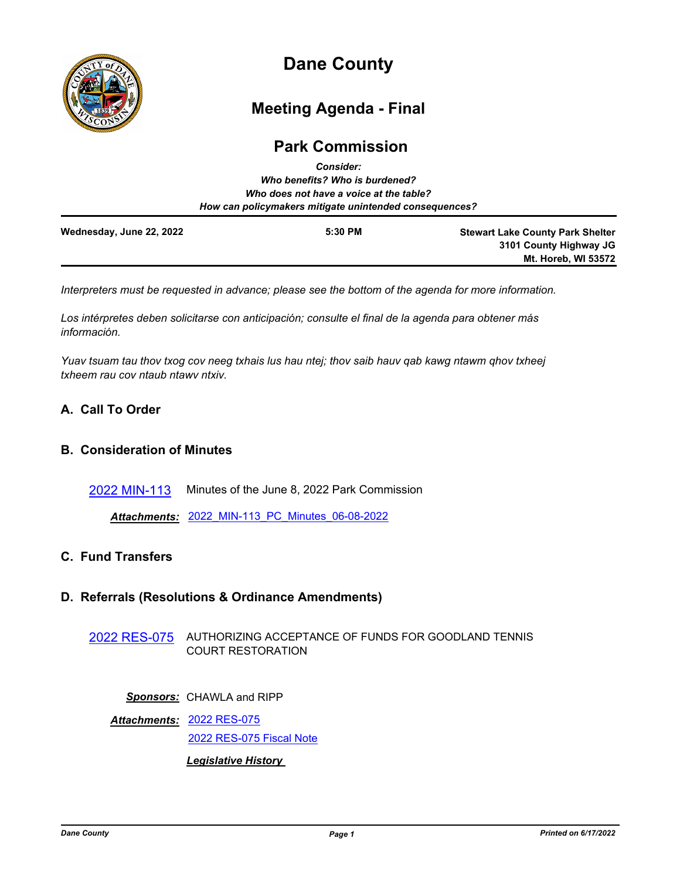# Dane County

## Meeting Agenda - Final

## Park Commission

***Consider:***
***Who benefits? Who is burdened?***
***Who does not have a voice at the table?***
***How can policymakers mitigate unintended consequences?***

**Wednesday, June 22, 2022** | **5:30 PM** | **Stewart Lake County Park Shelter**
**3101 County Highway JG**
**Mt. Horeb, WI 53572**

*Interpreters must be requested in advance; please see the bottom of the agenda for more information.*

*Los intérpretes deben solicitarse con anticipación; consulte el final de la agenda para obtener más información.*

*Yuav tsuam tau thov txog cov neeg txhais lus hau ntej; thov saib hauv qab kawg ntawm qhov txheej txheem rau cov ntaub ntawv ntxiv.*

### A. Call To Order

### B. Consideration of Minutes

2022 MIN-113 Minutes of the June 8, 2022 Park Commission

***Attachments:*** 2022_MIN-113_PC_Minutes_06-08-2022

### C. Fund Transfers

### D. Referrals (Resolutions & Ordinance Amendments)

2022 RES-075 AUTHORIZING ACCEPTANCE OF FUNDS FOR GOODLAND TENNIS COURT RESTORATION

***Sponsors:*** CHAWLA and RIPP

***Attachments:*** 2022 RES-075
2022 RES-075 Fiscal Note

***Legislative History***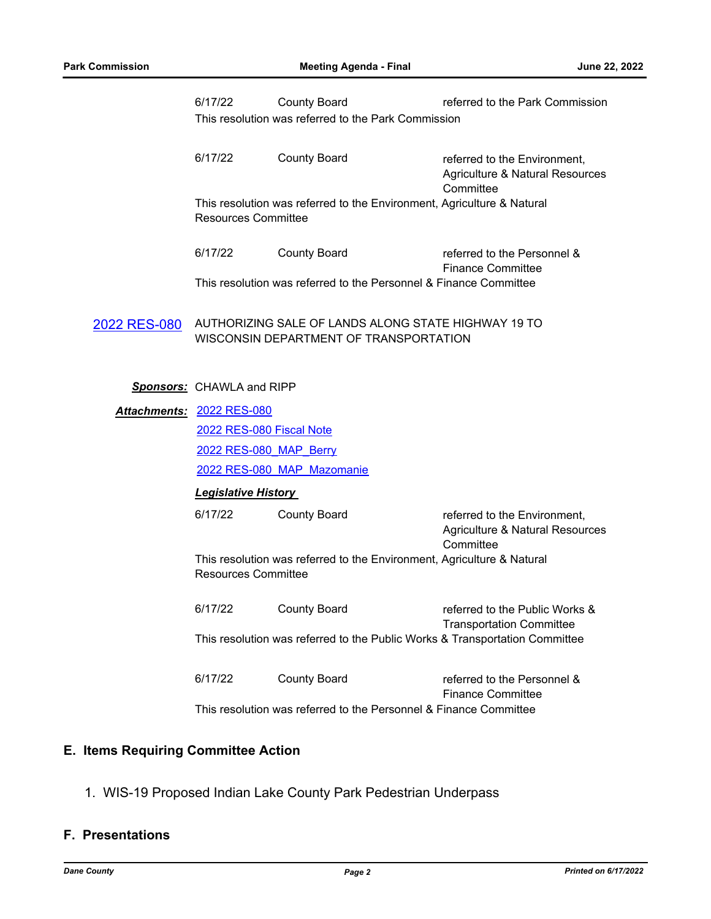| | | |
|---|---|---|
| 6/17/22 | County Board | referred to the Park Commission |

This resolution was referred to the Park Commission

| | | |
|---|---|---|
| 6/17/22 | County Board | referred to the Environment, Agriculture & Natural Resources Committee |

This resolution was referred to the Environment, Agriculture & Natural Resources Committee

| | | |
|---|---|---|
| 6/17/22 | County Board | referred to the Personnel & Finance Committee |

This resolution was referred to the Personnel & Finance Committee

**2022 RES-080** AUTHORIZING SALE OF LANDS ALONG STATE HIGHWAY 19 TO WISCONSIN DEPARTMENT OF TRANSPORTATION

***Sponsors:*** CHAWLA and RIPP

***Attachments:*** 2022 RES-080
2022 RES-080 Fiscal Note
2022 RES-080_MAP_Berry
2022 RES-080_MAP_Mazomanie

***Legislative History***

| | | |
|---|---|---|
| 6/17/22 | County Board | referred to the Environment, Agriculture & Natural Resources Committee |

This resolution was referred to the Environment, Agriculture & Natural Resources Committee

| | | |
|---|---|---|
| 6/17/22 | County Board | referred to the Public Works & Transportation Committee |

This resolution was referred to the Public Works & Transportation Committee

| | | |
|---|---|---|
| 6/17/22 | County Board | referred to the Personnel & Finance Committee |

This resolution was referred to the Personnel & Finance Committee

## E. Items Requiring Committee Action

1. WIS-19 Proposed Indian Lake County Park Pedestrian Underpass

## F. Presentations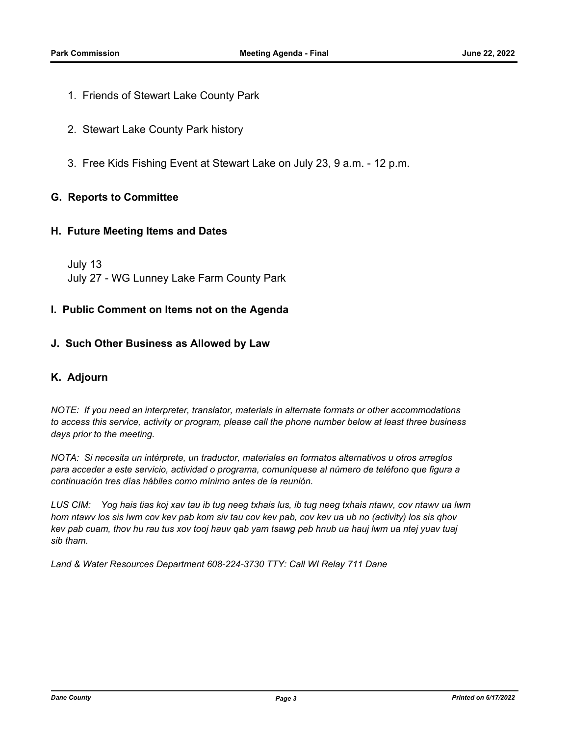1. Friends of Stewart Lake County Park

2. Stewart Lake County Park history

3. Free Kids Fishing Event at Stewart Lake on July 23, 9 a.m. - 12 p.m.

## G. Reports to Committee

## H. Future Meeting Items and Dates

July 13
July 27 - WG Lunney Lake Farm County Park

## I. Public Comment on Items not on the Agenda

## J. Such Other Business as Allowed by Law

## K. Adjourn

*NOTE: If you need an interpreter, translator, materials in alternate formats or other accommodations to access this service, activity or program, please call the phone number below at least three business days prior to the meeting.*

*NOTA: Si necesita un intérprete, un traductor, materiales en formatos alternativos u otros arreglos para acceder a este servicio, actividad o programa, comuníquese al número de teléfono que figura a continuación tres días hábiles como mínimo antes de la reunión.*

*LUS CIM: Yog hais tias koj xav tau ib tug neeg txhais lus, ib tug neeg txhais ntawv, cov ntawv ua lwm hom ntawv los sis lwm cov kev pab kom siv tau cov kev pab, cov kev ua ub no (activity) los sis qhov kev pab cuam, thov hu rau tus xov tooj hauv qab yam tsawg peb hnub ua hauj lwm ua ntej yuav tuaj sib tham.*

*Land & Water Resources Department 608-224-3730 TTY: Call WI Relay 711 Dane*